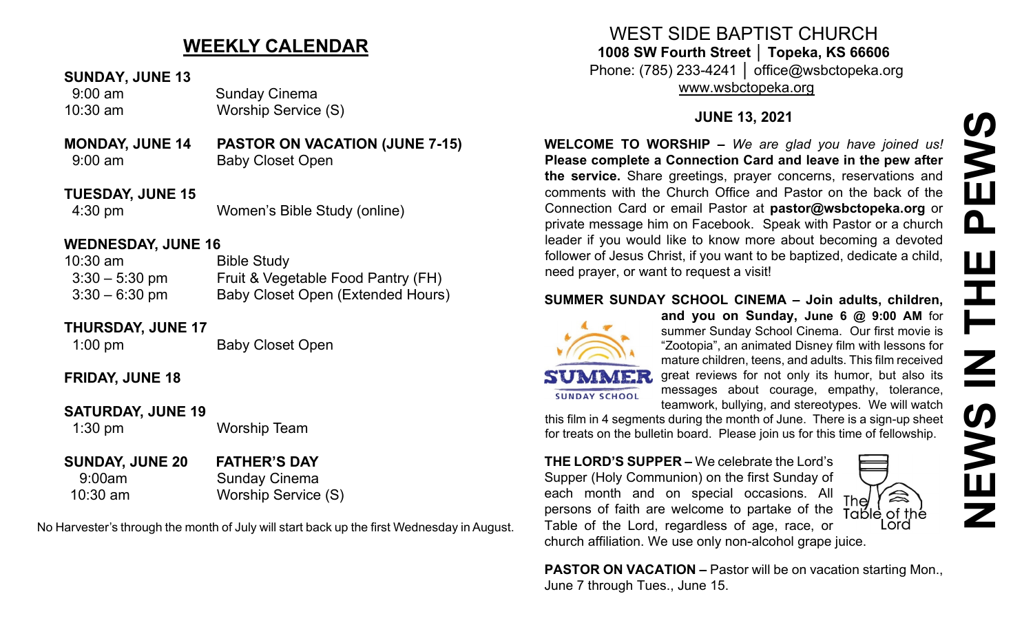## WEEKLY CALENDAR

**SUNDAY, JUNE 13**

| | |
|---|---|
| 9:00 am | Sunday Cinema |
| 10:30 am | Worship Service (S) |

**MONDAY, JUNE 14** — **PASTOR ON VACATION (JUNE 7-15)**

| | |
|---|---|
| 9:00 am | Baby Closet Open |

**TUESDAY, JUNE 15**

| | |
|---|---|
| 4:30 pm | Women's Bible Study (online) |

**WEDNESDAY, JUNE 16**

| | |
|---|---|
| 10:30 am | Bible Study |
| 3:30 – 5:30 pm | Fruit & Vegetable Food Pantry (FH) |
| 3:30 – 6:30 pm | Baby Closet Open (Extended Hours) |

**THURSDAY, JUNE 17**

| | |
|---|---|
| 1:00 pm | Baby Closet Open |

**FRIDAY, JUNE 18**

**SATURDAY, JUNE 19**

| | |
|---|---|
| 1:30 pm | Worship Team |

**SUNDAY, JUNE 20** — **FATHER'S DAY**

| | |
|---|---|
| 9:00am | Sunday Cinema |
| 10:30 am | Worship Service (S) |

No Harvester's through the month of July will start back up the first Wednesday in August.

# WEST SIDE BAPTIST CHURCH

**1008 SW Fourth Street │ Topeka, KS 66606**
Phone: (785) 233-4241 │ office@wsbctopeka.org
www.wsbctopeka.org

**JUNE 13, 2021**

# NEWS IN THE PEWS

**WELCOME TO WORSHIP –** *We are glad you have joined us!* **Please complete a Connection Card and leave in the pew after the service.** Share greetings, prayer concerns, reservations and comments with the Church Office and Pastor on the back of the Connection Card or email Pastor at **pastor@wsbctopeka.org** or private message him on Facebook. Speak with Pastor or a church leader if you would like to know more about becoming a devoted follower of Jesus Christ, if you want to be baptized, dedicate a child, need prayer, or want to request a visit!

**SUMMER SUNDAY SCHOOL CINEMA – Join adults, children, and you on Sunday, June 6 @ 9:00 AM** for summer Sunday School Cinema. Our first movie is "Zootopia", an animated Disney film with lessons for mature children, teens, and adults. This film received great reviews for not only its humor, but also its messages about courage, empathy, tolerance, teamwork, bullying, and stereotypes. We will watch this film in 4 segments during the month of June. There is a sign-up sheet for treats on the bulletin board. Please join us for this time of fellowship.

**THE LORD'S SUPPER –** We celebrate the Lord's Supper (Holy Communion) on the first Sunday of each month and on special occasions. All persons of faith are welcome to partake of the Table of the Lord, regardless of age, race, or church affiliation. We use only non-alcohol grape juice.

**PASTOR ON VACATION –** Pastor will be on vacation starting Mon., June 7 through Tues., June 15.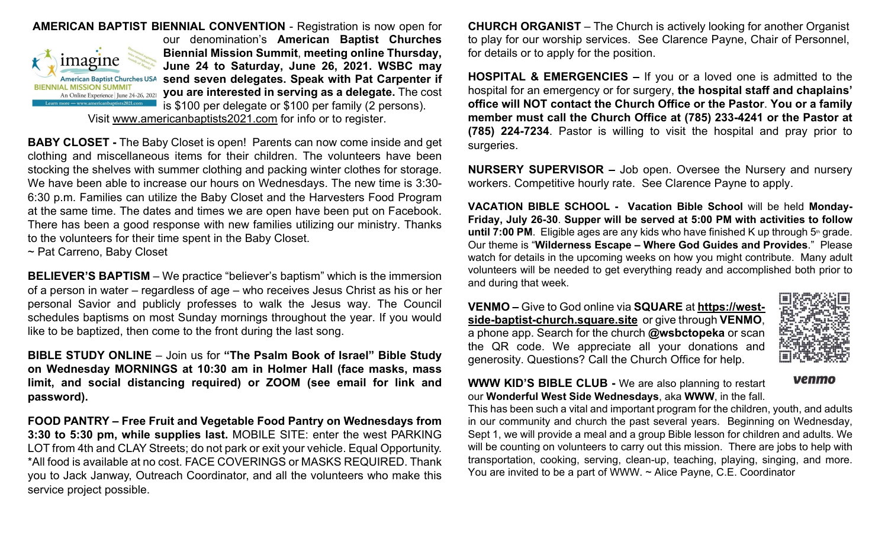**AMERICAN BAPTIST BIENNIAL CONVENTION** - Registration is now open for our denomination's **American Baptist Churches Biennial Mission Summit**, **meeting online Thursday, June 24 to Saturday, June 26, 2021. WSBC may send seven delegates. Speak with Pat Carpenter if you are interested in serving as a delegate.** The cost is $100 per delegate or $100 per family (2 persons). Visit www.americanbaptists2021.com for info or to register.

**BABY CLOSET -** The Baby Closet is open! Parents can now come inside and get clothing and miscellaneous items for their children. The volunteers have been stocking the shelves with summer clothing and packing winter clothes for storage. We have been able to increase our hours on Wednesdays. The new time is 3:30-6:30 p.m. Families can utilize the Baby Closet and the Harvesters Food Program at the same time. The dates and times we are open have been put on Facebook. There has been a good response with new families utilizing our ministry. Thanks to the volunteers for their time spent in the Baby Closet.
~ Pat Carreno, Baby Closet

**BELIEVER'S BAPTISM** – We practice "believer's baptism" which is the immersion of a person in water – regardless of age – who receives Jesus Christ as his or her personal Savior and publicly professes to walk the Jesus way. The Council schedules baptisms on most Sunday mornings throughout the year. If you would like to be baptized, then come to the front during the last song.

**BIBLE STUDY ONLINE** – Join us for **"The Psalm Book of Israel" Bible Study on Wednesday MORNINGS at 10:30 am in Holmer Hall (face masks, mass limit, and social distancing required) or ZOOM (see email for link and password).**

**FOOD PANTRY – Free Fruit and Vegetable Food Pantry on Wednesdays from 3:30 to 5:30 pm, while supplies last.** MOBILE SITE: enter the west PARKING LOT from 4th and CLAY Streets; do not park or exit your vehicle. Equal Opportunity. *All food is available at no cost. FACE COVERINGS or MASKS REQUIRED. Thank you to Jack Janway, Outreach Coordinator, and all the volunteers who make this service project possible.

**CHURCH ORGANIST** – The Church is actively looking for another Organist to play for our worship services. See Clarence Payne, Chair of Personnel, for details or to apply for the position.

**HOSPITAL & EMERGENCIES –** If you or a loved one is admitted to the hospital for an emergency or for surgery, **the hospital staff and chaplains' office will NOT contact the Church Office or the Pastor**. **You or a family member must call the Church Office at (785) 233-4241 or the Pastor at (785) 224-7234**. Pastor is willing to visit the hospital and pray prior to surgeries.

**NURSERY SUPERVISOR –** Job open. Oversee the Nursery and nursery workers. Competitive hourly rate. See Clarence Payne to apply.

**VACATION BIBLE SCHOOL - Vacation Bible School** will be held **Monday-Friday, July 26-30**. **Supper will be served at 5:00 PM with activities to follow until 7:00 PM**. Eligible ages are any kids who have finished K up through 5th grade. Our theme is "**Wilderness Escape – Where God Guides and Provides**." Please watch for details in the upcoming weeks on how you might contribute. Many adult volunteers will be needed to get everything ready and accomplished both prior to and during that week.

**VENMO –** Give to God online via **SQUARE** at **https://west-side-baptist-church.square.site** or give through **VENMO**, a phone app. Search for the church **@wsbctopeka** or scan the QR code. We appreciate all your donations and generosity. Questions? Call the Church Office for help.

**WWW KID'S BIBLE CLUB -** We are also planning to restart our **Wonderful West Side Wednesdays**, aka **WWW**, in the fall. This has been such a vital and important program for the children, youth, and adults in our community and church the past several years. Beginning on Wednesday, Sept 1, we will provide a meal and a group Bible lesson for children and adults. We will be counting on volunteers to carry out this mission. There are jobs to help with transportation, cooking, serving, clean-up, teaching, playing, singing, and more. You are invited to be a part of WWW. ~ Alice Payne, C.E. Coordinator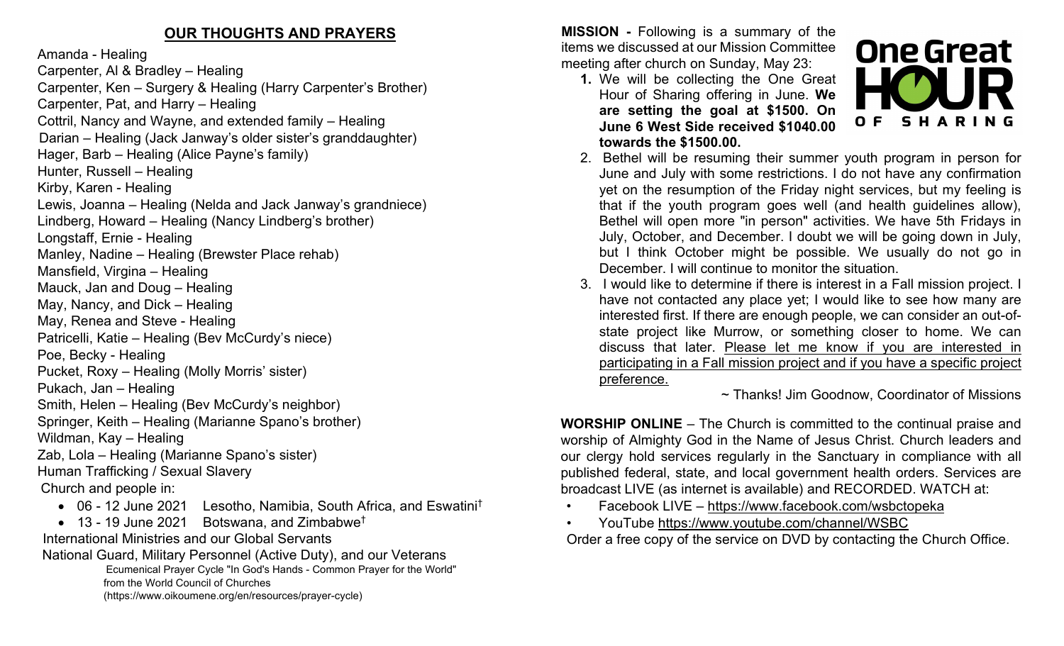## OUR THOUGHTS AND PRAYERS

Amanda - Healing
Carpenter, Al & Bradley – Healing
Carpenter, Ken – Surgery & Healing (Harry Carpenter's Brother)
Carpenter, Pat, and Harry – Healing
Cottril, Nancy and Wayne, and extended family – Healing
Darian – Healing (Jack Janway's older sister's granddaughter)
Hager, Barb – Healing (Alice Payne's family)
Hunter, Russell – Healing
Kirby, Karen - Healing
Lewis, Joanna – Healing (Nelda and Jack Janway's grandniece)
Lindberg, Howard – Healing (Nancy Lindberg's brother)
Longstaff, Ernie - Healing
Manley, Nadine – Healing (Brewster Place rehab)
Mansfield, Virgina – Healing
Mauck, Jan and Doug – Healing
May, Nancy, and Dick – Healing
May, Renea and Steve - Healing
Patricelli, Katie – Healing (Bev McCurdy's niece)
Poe, Becky - Healing
Pucket, Roxy – Healing (Molly Morris' sister)
Pukach, Jan – Healing
Smith, Helen – Healing (Bev McCurdy's neighbor)
Springer, Keith – Healing (Marianne Spano's brother)
Wildman, Kay – Healing
Zab, Lola – Healing (Marianne Spano's sister)
Human Trafficking / Sexual Slavery
Church and people in:

- 06 - 12 June 2021 Lesotho, Namibia, South Africa, and Eswatini†
- 13 - 19 June 2021 Botswana, and Zimbabwe†

International Ministries and our Global Servants
National Guard, Military Personnel (Active Duty), and our Veterans

Ecumenical Prayer Cycle "In God's Hands - Common Prayer for the World" from the World Council of Churches (https://www.oikoumene.org/en/resources/prayer-cycle)

**MISSION -** Following is a summary of the items we discussed at our Mission Committee meeting after church on Sunday, May 23:

One Great HOUR OF SHARING

1. We will be collecting the One Great Hour of Sharing offering in June. **We are setting the goal at $1500. On June 6 West Side received $1040.00 towards the $1500.00.**
2. Bethel will be resuming their summer youth program in person for June and July with some restrictions. I do not have any confirmation yet on the resumption of the Friday night services, but my feeling is that if the youth program goes well (and health guidelines allow), Bethel will open more "in person" activities. We have 5th Fridays in July, October, and December. I doubt we will be going down in July, but I think October might be possible. We usually do not go in December. I will continue to monitor the situation.
3. I would like to determine if there is interest in a Fall mission project. I have not contacted any place yet; I would like to see how many are interested first. If there are enough people, we can consider an out-of-state project like Murrow, or something closer to home. We can discuss that later. Please let me know if you are interested in participating in a Fall mission project and if you have a specific project preference.

~ Thanks! Jim Goodnow, Coordinator of Missions

**WORSHIP ONLINE** – The Church is committed to the continual praise and worship of Almighty God in the Name of Jesus Christ. Church leaders and our clergy hold services regularly in the Sanctuary in compliance with all published federal, state, and local government health orders. Services are broadcast LIVE (as internet is available) and RECORDED. WATCH at:

- Facebook LIVE – https://www.facebook.com/wsbctopeka
- YouTube https://www.youtube.com/channel/WSBC

Order a free copy of the service on DVD by contacting the Church Office.